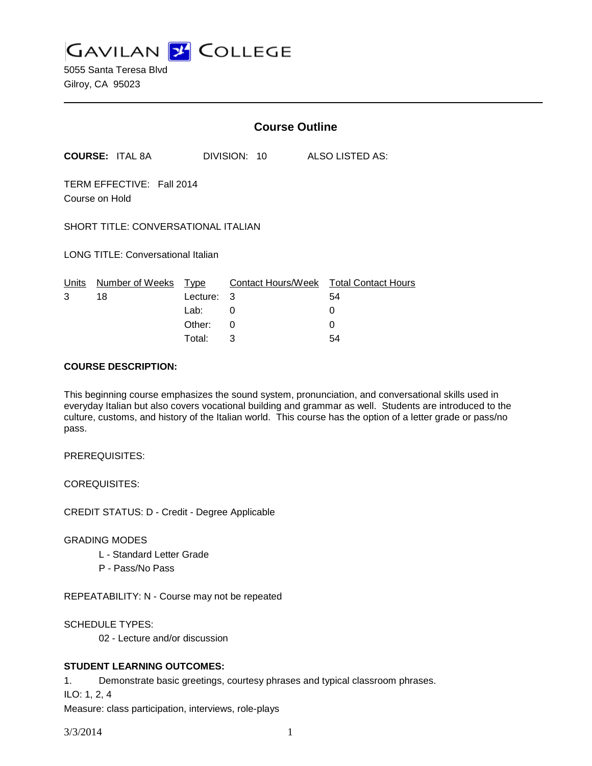# GAVILAN COLLEGE

5055 Santa Teresa Blvd
Gilroy, CA 95023

## Course Outline

**COURSE:** ITAL 8A DIVISION: 10 ALSO LISTED AS:

TERM EFFECTIVE: Fall 2014
Course on Hold

SHORT TITLE: CONVERSATIONAL ITALIAN

LONG TITLE: Conversational Italian

| Units | Number of Weeks | Type | Contact Hours/Week | Total Contact Hours |
|---|---|---|---|---|
| 3 | 18 | Lecture: | 3 | 54 |
| | | Lab: | 0 | 0 |
| | | Other: | 0 | 0 |
| | | Total: | 3 | 54 |

**COURSE DESCRIPTION:**

This beginning course emphasizes the sound system, pronunciation, and conversational skills used in everyday Italian but also covers vocational building and grammar as well. Students are introduced to the culture, customs, and history of the Italian world. This course has the option of a letter grade or pass/no pass.

PREREQUISITES:

COREQUISITES:

CREDIT STATUS: D - Credit - Degree Applicable

GRADING MODES

- L - Standard Letter Grade
- P - Pass/No Pass

REPEATABILITY: N - Course may not be repeated

SCHEDULE TYPES:

- 02 - Lecture and/or discussion

**STUDENT LEARNING OUTCOMES:**

1. Demonstrate basic greetings, courtesy phrases and typical classroom phrases.

ILO: 1, 2, 4

Measure: class participation, interviews, role-plays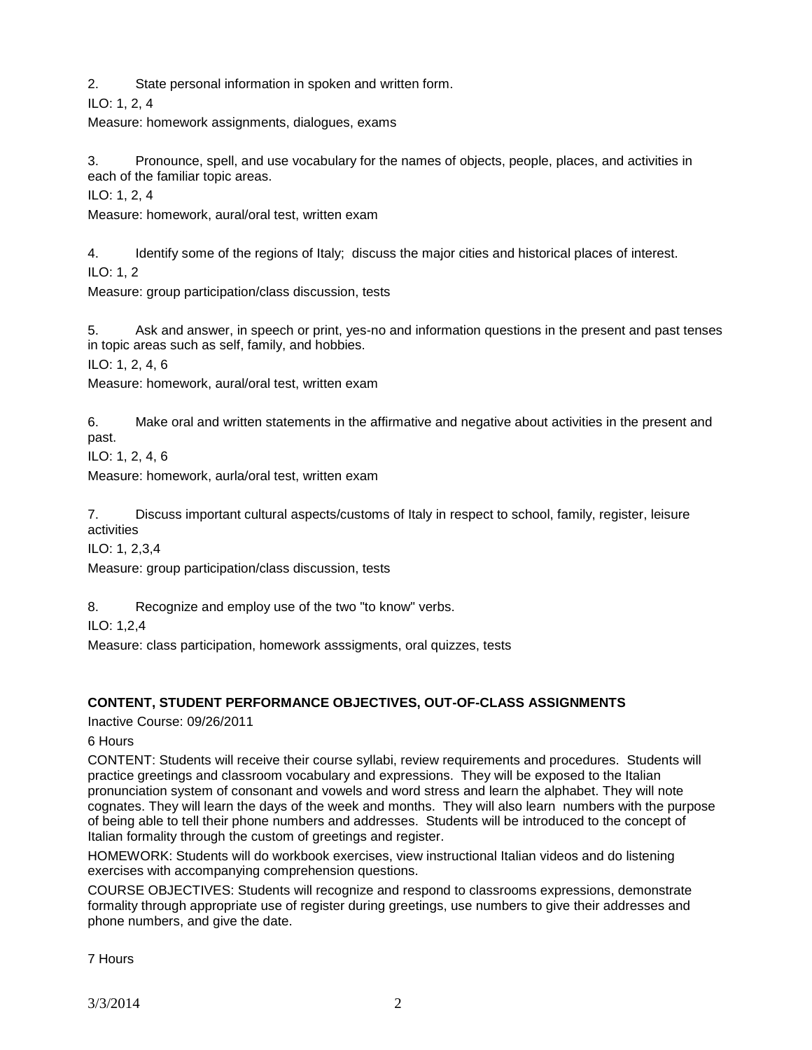2. State personal information in spoken and written form.

ILO: 1, 2, 4

Measure: homework assignments, dialogues, exams

3. Pronounce, spell, and use vocabulary for the names of objects, people, places, and activities in each of the familiar topic areas.

ILO: 1, 2, 4

Measure: homework, aural/oral test, written exam

4. Identify some of the regions of Italy; discuss the major cities and historical places of interest.

ILO: 1, 2

Measure: group participation/class discussion, tests

5. Ask and answer, in speech or print, yes-no and information questions in the present and past tenses in topic areas such as self, family, and hobbies.

ILO: 1, 2, 4, 6

Measure: homework, aural/oral test, written exam

6. Make oral and written statements in the affirmative and negative about activities in the present and past.

ILO: 1, 2, 4, 6

Measure: homework, aurla/oral test, written exam

7. Discuss important cultural aspects/customs of Italy in respect to school, family, register, leisure activities

ILO: 1, 2,3,4

Measure: group participation/class discussion, tests

8. Recognize and employ use of the two "to know" verbs.

ILO: 1,2,4

Measure: class participation, homework asssigments, oral quizzes, tests

**CONTENT, STUDENT PERFORMANCE OBJECTIVES, OUT-OF-CLASS ASSIGNMENTS**

Inactive Course: 09/26/2011

6 Hours

CONTENT: Students will receive their course syllabi, review requirements and procedures. Students will practice greetings and classroom vocabulary and expressions. They will be exposed to the Italian pronunciation system of consonant and vowels and word stress and learn the alphabet. They will note cognates. They will learn the days of the week and months. They will also learn numbers with the purpose of being able to tell their phone numbers and addresses. Students will be introduced to the concept of Italian formality through the custom of greetings and register.

HOMEWORK: Students will do workbook exercises, view instructional Italian videos and do listening exercises with accompanying comprehension questions.

COURSE OBJECTIVES: Students will recognize and respond to classrooms expressions, demonstrate formality through appropriate use of register during greetings, use numbers to give their addresses and phone numbers, and give the date.

7 Hours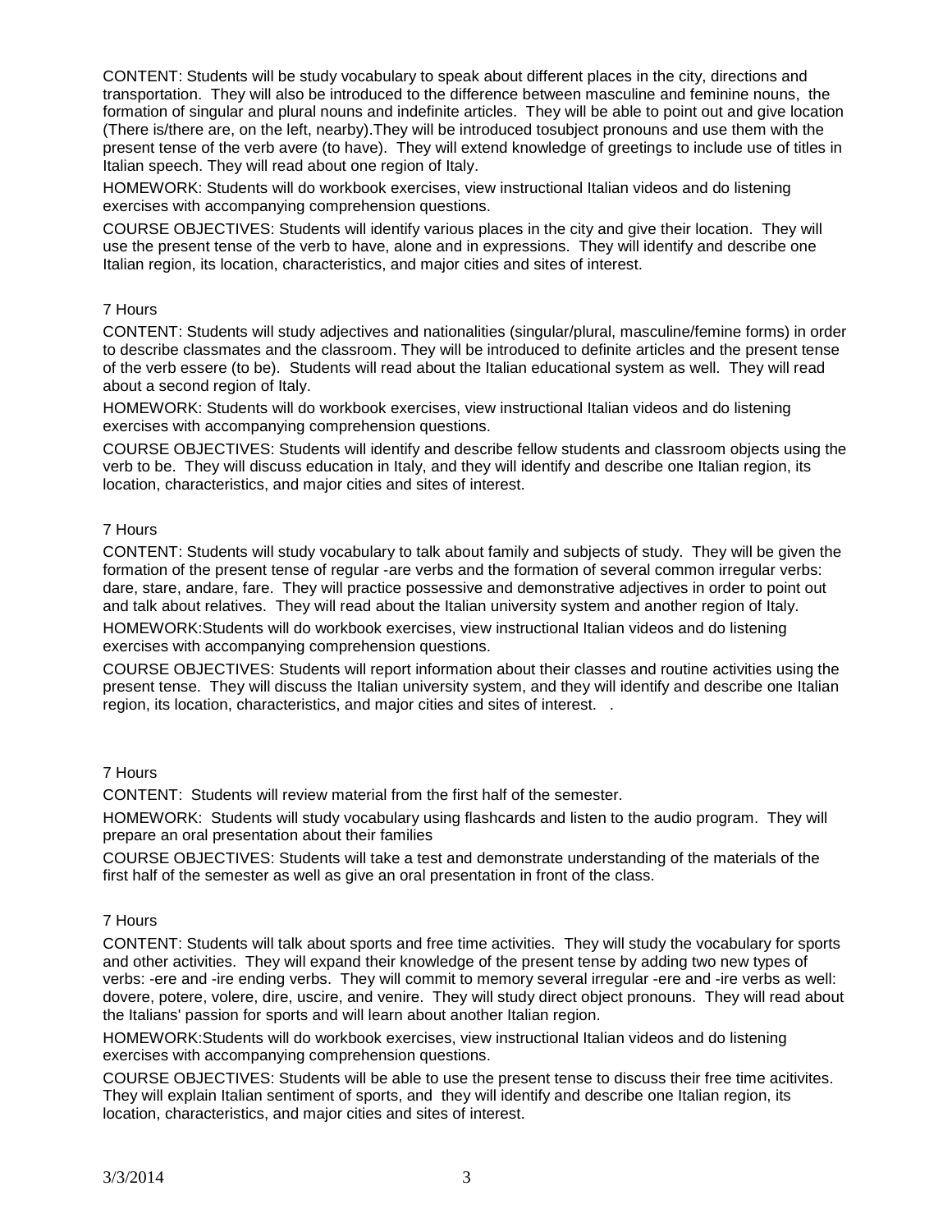CONTENT: Students will be study vocabulary to speak about different places in the city, directions and transportation. They will also be introduced to the difference between masculine and feminine nouns, the formation of singular and plural nouns and indefinite articles. They will be able to point out and give location (There is/there are, on the left, nearby).They will be introduced tosubject pronouns and use them with the present tense of the verb avere (to have). They will extend knowledge of greetings to include use of titles in Italian speech. They will read about one region of Italy.

HOMEWORK: Students will do workbook exercises, view instructional Italian videos and do listening exercises with accompanying comprehension questions.

COURSE OBJECTIVES: Students will identify various places in the city and give their location. They will use the present tense of the verb to have, alone and in expressions. They will identify and describe one Italian region, its location, characteristics, and major cities and sites of interest.

7 Hours

CONTENT: Students will study adjectives and nationalities (singular/plural, masculine/femine forms) in order to describe classmates and the classroom. They will be introduced to definite articles and the present tense of the verb essere (to be). Students will read about the Italian educational system as well. They will read about a second region of Italy.

HOMEWORK: Students will do workbook exercises, view instructional Italian videos and do listening exercises with accompanying comprehension questions.

COURSE OBJECTIVES: Students will identify and describe fellow students and classroom objects using the verb to be. They will discuss education in Italy, and they will identify and describe one Italian region, its location, characteristics, and major cities and sites of interest.

7 Hours

CONTENT: Students will study vocabulary to talk about family and subjects of study. They will be given the formation of the present tense of regular -are verbs and the formation of several common irregular verbs: dare, stare, andare, fare. They will practice possessive and demonstrative adjectives in order to point out and talk about relatives. They will read about the Italian university system and another region of Italy.

HOMEWORK:Students will do workbook exercises, view instructional Italian videos and do listening exercises with accompanying comprehension questions.

COURSE OBJECTIVES: Students will report information about their classes and routine activities using the present tense. They will discuss the Italian university system, and they will identify and describe one Italian region, its location, characteristics, and major cities and sites of interest. .

7 Hours

CONTENT: Students will review material from the first half of the semester.

HOMEWORK: Students will study vocabulary using flashcards and listen to the audio program. They will prepare an oral presentation about their families

COURSE OBJECTIVES: Students will take a test and demonstrate understanding of the materials of the first half of the semester as well as give an oral presentation in front of the class.

7 Hours

CONTENT: Students will talk about sports and free time activities. They will study the vocabulary for sports and other activities. They will expand their knowledge of the present tense by adding two new types of verbs: -ere and -ire ending verbs. They will commit to memory several irregular -ere and -ire verbs as well: dovere, potere, volere, dire, uscire, and venire. They will study direct object pronouns. They will read about the Italians' passion for sports and will learn about another Italian region.

HOMEWORK:Students will do workbook exercises, view instructional Italian videos and do listening exercises with accompanying comprehension questions.

COURSE OBJECTIVES: Students will be able to use the present tense to discuss their free time acitivites. They will explain Italian sentiment of sports, and they will identify and describe one Italian region, its location, characteristics, and major cities and sites of interest.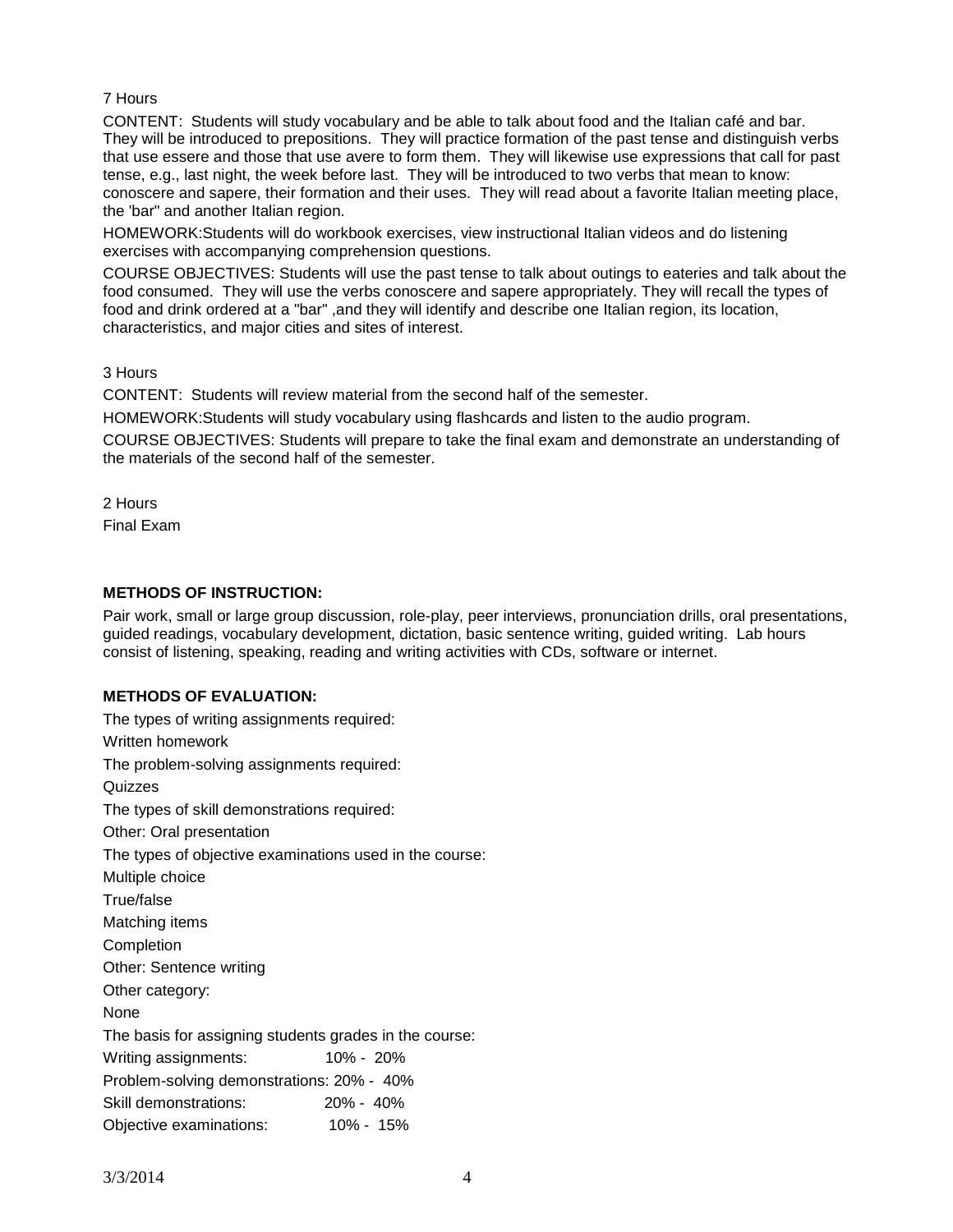7 Hours

CONTENT: Students will study vocabulary and be able to talk about food and the Italian café and bar. They will be introduced to prepositions. They will practice formation of the past tense and distinguish verbs that use essere and those that use avere to form them. They will likewise use expressions that call for past tense, e.g., last night, the week before last. They will be introduced to two verbs that mean to know: conoscere and sapere, their formation and their uses. They will read about a favorite Italian meeting place, the 'bar" and another Italian region.

HOMEWORK:Students will do workbook exercises, view instructional Italian videos and do listening exercises with accompanying comprehension questions.

COURSE OBJECTIVES: Students will use the past tense to talk about outings to eateries and talk about the food consumed. They will use the verbs conoscere and sapere appropriately. They will recall the types of food and drink ordered at a "bar" ,and they will identify and describe one Italian region, its location, characteristics, and major cities and sites of interest.

3 Hours

CONTENT: Students will review material from the second half of the semester.

HOMEWORK:Students will study vocabulary using flashcards and listen to the audio program.

COURSE OBJECTIVES: Students will prepare to take the final exam and demonstrate an understanding of the materials of the second half of the semester.

2 Hours

Final Exam

**METHODS OF INSTRUCTION:**

Pair work, small or large group discussion, role-play, peer interviews, pronunciation drills, oral presentations, guided readings, vocabulary development, dictation, basic sentence writing, guided writing. Lab hours consist of listening, speaking, reading and writing activities with CDs, software or internet.

**METHODS OF EVALUATION:**

The types of writing assignments required:

Written homework

The problem-solving assignments required:

Quizzes

The types of skill demonstrations required:

Other: Oral presentation

The types of objective examinations used in the course:

Multiple choice

True/false

Matching items

Completion

Other: Sentence writing

Other category:

None

The basis for assigning students grades in the course:

Writing assignments: 10% - 20%

Problem-solving demonstrations: 20% - 40%

Skill demonstrations: 20% - 40%

Objective examinations: 10% - 15%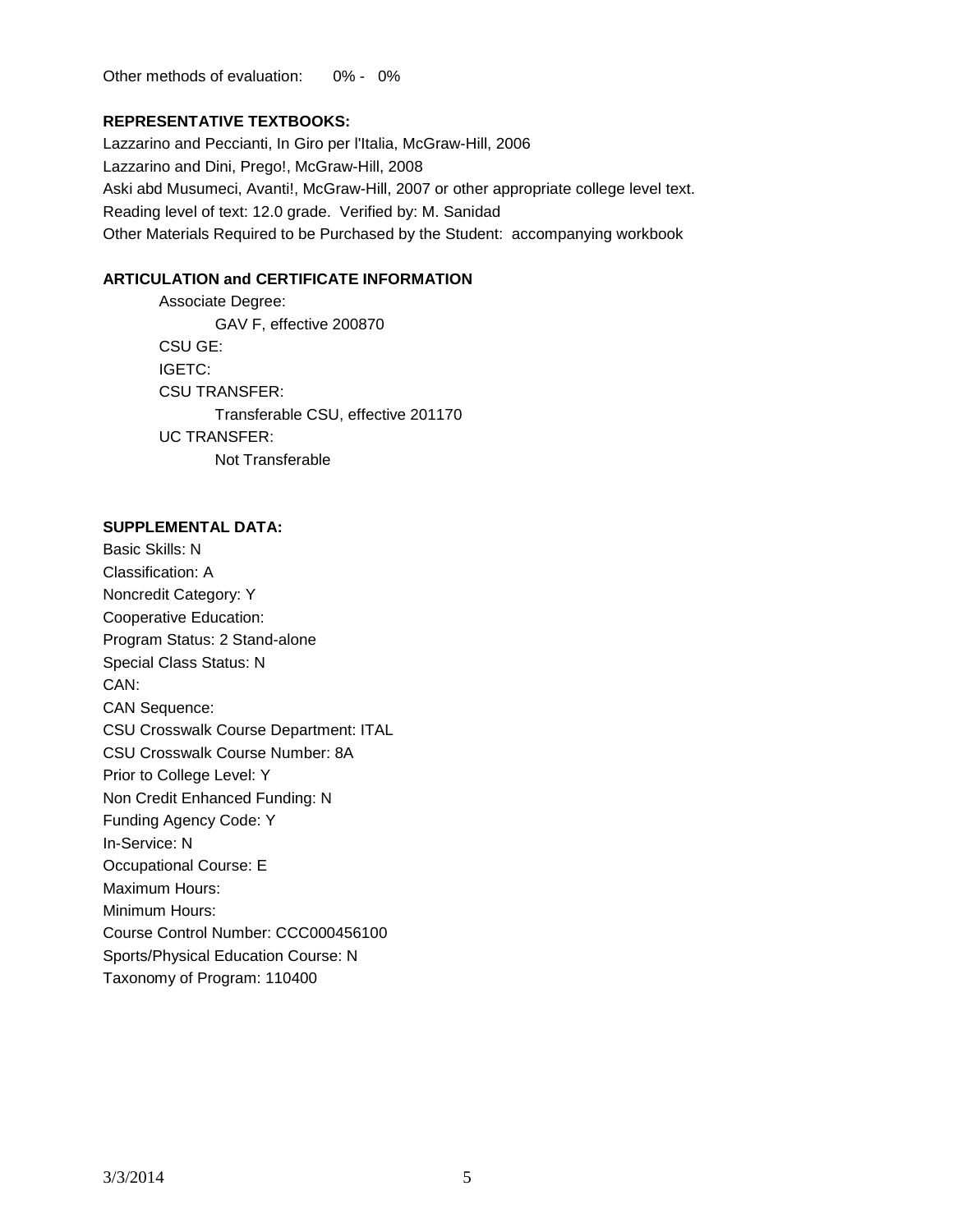Other methods of evaluation: 0% - 0%

**REPRESENTATIVE TEXTBOOKS:**

Lazzarino and Peccianti, In Giro per l'Italia, McGraw-Hill, 2006
Lazzarino and Dini, Prego!, McGraw-Hill, 2008
Aski abd Musumeci, Avanti!, McGraw-Hill, 2007 or other appropriate college level text.
Reading level of text: 12.0 grade. Verified by: M. Sanidad
Other Materials Required to be Purchased by the Student: accompanying workbook

**ARTICULATION and CERTIFICATE INFORMATION**

Associate Degree:
GAV F, effective 200870
CSU GE:
IGETC:
CSU TRANSFER:
Transferable CSU, effective 201170
UC TRANSFER:
Not Transferable

**SUPPLEMENTAL DATA:**

Basic Skills: N
Classification: A
Noncredit Category: Y
Cooperative Education:
Program Status: 2 Stand-alone
Special Class Status: N
CAN:
CAN Sequence:
CSU Crosswalk Course Department: ITAL
CSU Crosswalk Course Number: 8A
Prior to College Level: Y
Non Credit Enhanced Funding: N
Funding Agency Code: Y
In-Service: N
Occupational Course: E
Maximum Hours:
Minimum Hours:
Course Control Number: CCC000456100
Sports/Physical Education Course: N
Taxonomy of Program: 110400